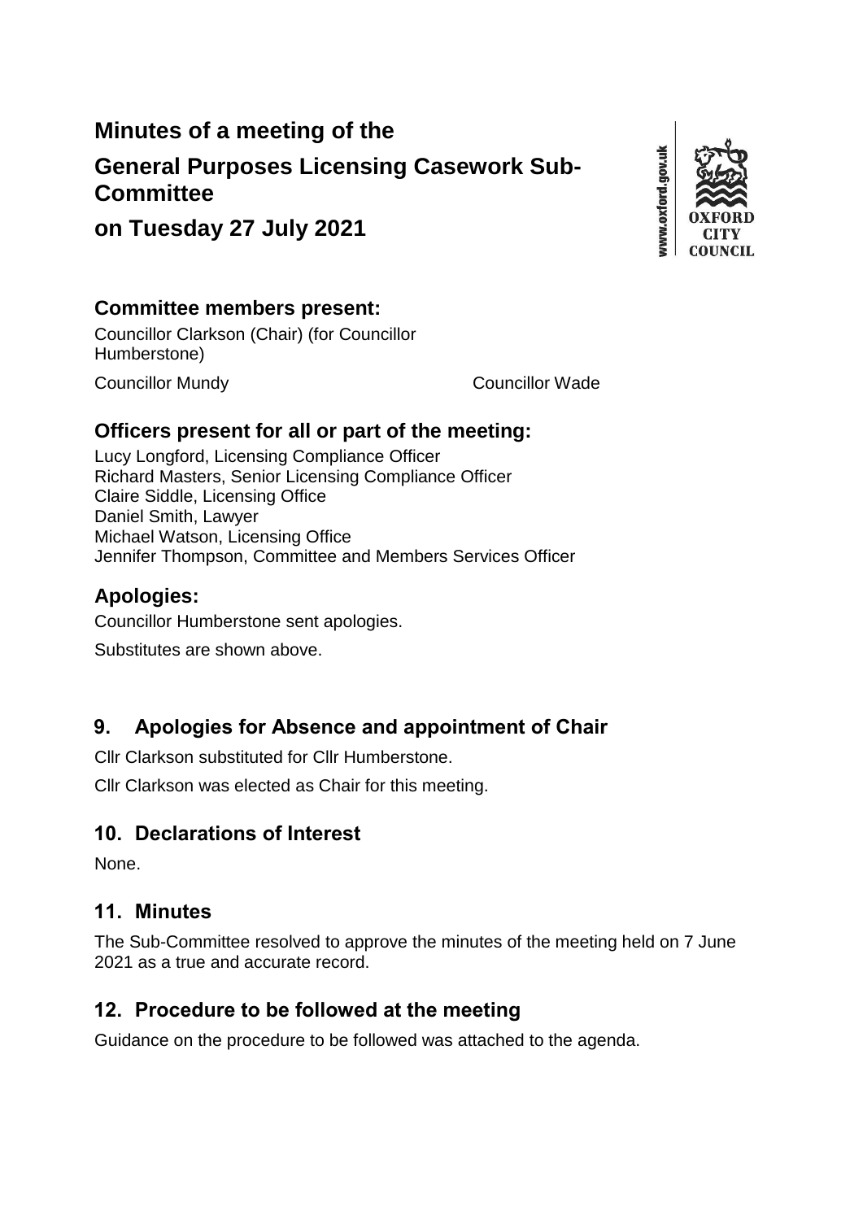# Minutes of a meeting of the

# General Purposes Licensing Casework Sub-Committee

# on Tuesday 27 July 2021

## Committee members present:

Councillor Clarkson (Chair) (for Councillor Humberstone)

Councillor Mundy

Councillor Wade

## Officers present for all or part of the meeting:

Lucy Longford, Licensing Compliance Officer
Richard Masters, Senior Licensing Compliance Officer
Claire Siddle, Licensing Office
Daniel Smith, Lawyer
Michael Watson, Licensing Office
Jennifer Thompson, Committee and Members Services Officer

## Apologies:

Councillor Humberstone sent apologies.

Substitutes are shown above.

## 9. Apologies for Absence and appointment of Chair

Cllr Clarkson substituted for Cllr Humberstone.

Cllr Clarkson was elected as Chair for this meeting.

## 10. Declarations of Interest

None.

## 11. Minutes

The Sub-Committee resolved to approve the minutes of the meeting held on 7 June 2021 as a true and accurate record.

## 12. Procedure to be followed at the meeting

Guidance on the procedure to be followed was attached to the agenda.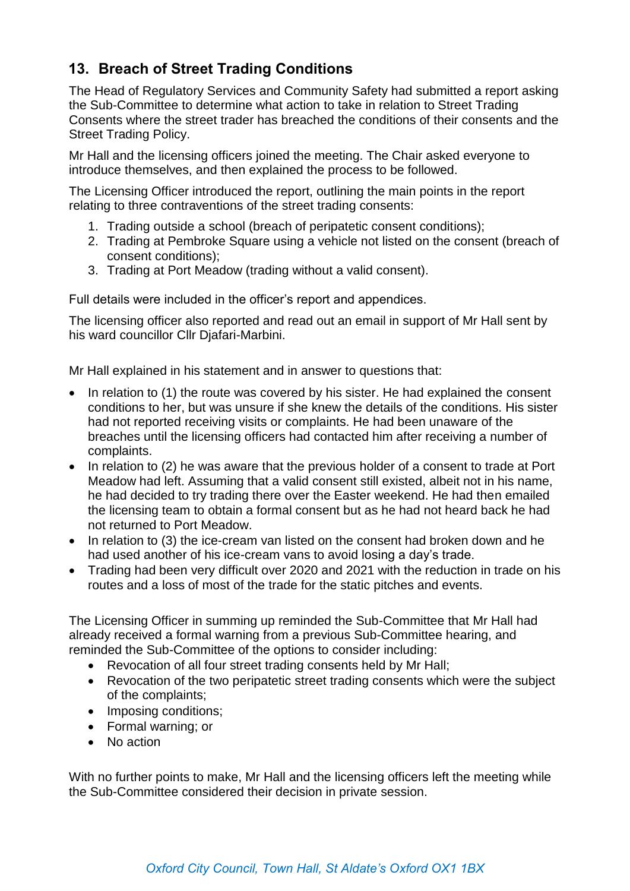## 13. Breach of Street Trading Conditions

The Head of Regulatory Services and Community Safety had submitted a report asking the Sub-Committee to determine what action to take in relation to Street Trading Consents where the street trader has breached the conditions of their consents and the Street Trading Policy.

Mr Hall and the licensing officers joined the meeting. The Chair asked everyone to introduce themselves, and then explained the process to be followed.

The Licensing Officer introduced the report, outlining the main points in the report relating to three contraventions of the street trading consents:

1. Trading outside a school (breach of peripatetic consent conditions);
2. Trading at Pembroke Square using a vehicle not listed on the consent (breach of consent conditions);
3. Trading at Port Meadow (trading without a valid consent).

Full details were included in the officer's report and appendices.

The licensing officer also reported and read out an email in support of Mr Hall sent by his ward councillor Cllr Djafari-Marbini.

Mr Hall explained in his statement and in answer to questions that:

- In relation to (1) the route was covered by his sister. He had explained the consent conditions to her, but was unsure if she knew the details of the conditions. His sister had not reported receiving visits or complaints. He had been unaware of the breaches until the licensing officers had contacted him after receiving a number of complaints.
- In relation to (2) he was aware that the previous holder of a consent to trade at Port Meadow had left. Assuming that a valid consent still existed, albeit not in his name, he had decided to try trading there over the Easter weekend. He had then emailed the licensing team to obtain a formal consent but as he had not heard back he had not returned to Port Meadow.
- In relation to (3) the ice-cream van listed on the consent had broken down and he had used another of his ice-cream vans to avoid losing a day's trade.
- Trading had been very difficult over 2020 and 2021 with the reduction in trade on his routes and a loss of most of the trade for the static pitches and events.

The Licensing Officer in summing up reminded the Sub-Committee that Mr Hall had already received a formal warning from a previous Sub-Committee hearing, and reminded the Sub-Committee of the options to consider including:

- Revocation of all four street trading consents held by Mr Hall;
- Revocation of the two peripatetic street trading consents which were the subject of the complaints;
- Imposing conditions;
- Formal warning; or
- No action

With no further points to make, Mr Hall and the licensing officers left the meeting while the Sub-Committee considered their decision in private session.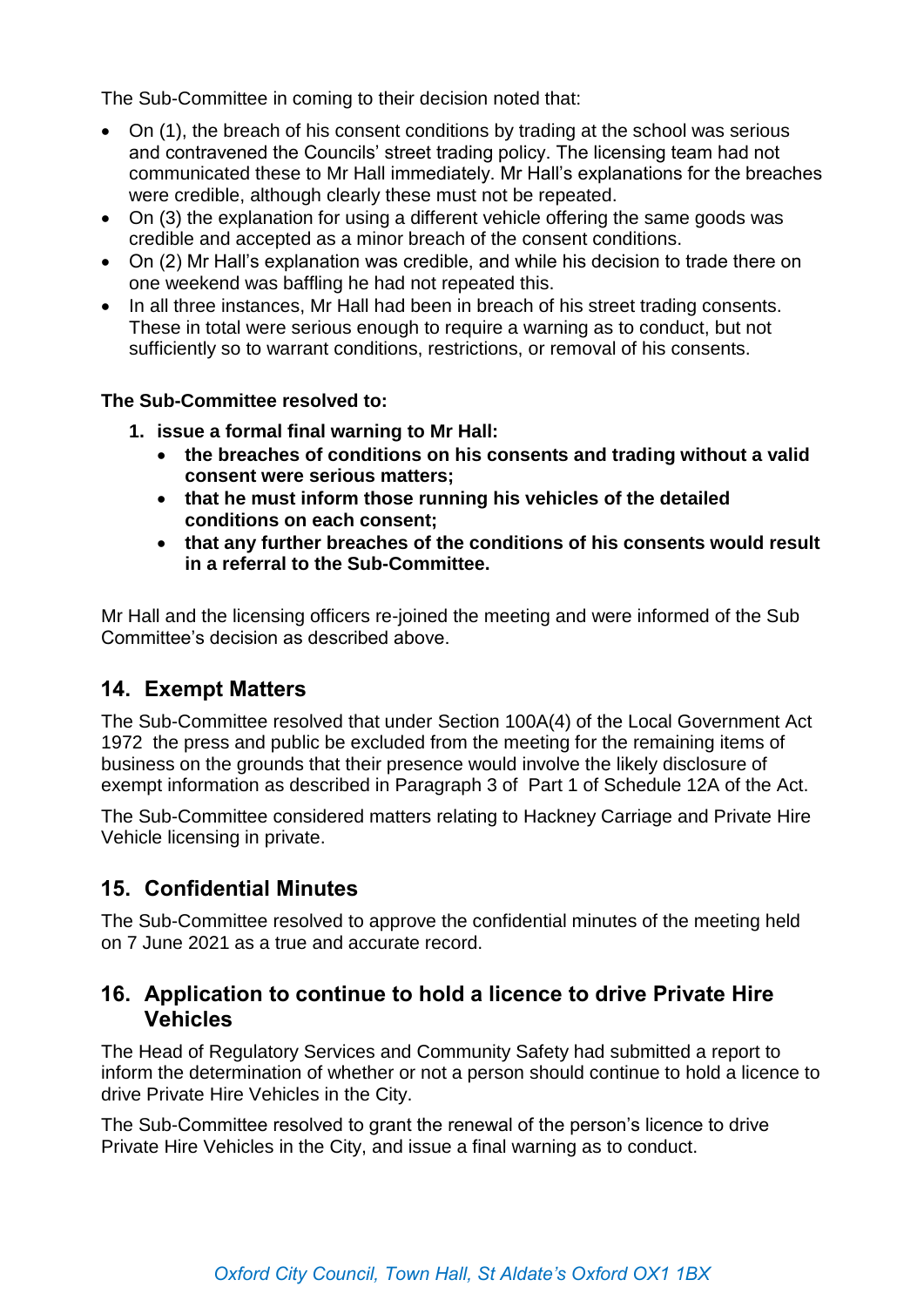The Sub-Committee in coming to their decision noted that:

- On (1), the breach of his consent conditions by trading at the school was serious and contravened the Councils' street trading policy. The licensing team had not communicated these to Mr Hall immediately. Mr Hall's explanations for the breaches were credible, although clearly these must not be repeated.
- On (3) the explanation for using a different vehicle offering the same goods was credible and accepted as a minor breach of the consent conditions.
- On (2) Mr Hall's explanation was credible, and while his decision to trade there on one weekend was baffling he had not repeated this.
- In all three instances, Mr Hall had been in breach of his street trading consents. These in total were serious enough to require a warning as to conduct, but not sufficiently so to warrant conditions, restrictions, or removal of his consents.

**The Sub-Committee resolved to:**

1. **issue a formal final warning to Mr Hall:**
   - **the breaches of conditions on his consents and trading without a valid consent were serious matters;**
   - **that he must inform those running his vehicles of the detailed conditions on each consent;**
   - **that any further breaches of the conditions of his consents would result in a referral to the Sub-Committee.**

Mr Hall and the licensing officers re-joined the meeting and were informed of the Sub Committee's decision as described above.

## 14. Exempt Matters

The Sub-Committee resolved that under Section 100A(4) of the Local Government Act 1972 the press and public be excluded from the meeting for the remaining items of business on the grounds that their presence would involve the likely disclosure of exempt information as described in Paragraph 3 of Part 1 of Schedule 12A of the Act.

The Sub-Committee considered matters relating to Hackney Carriage and Private Hire Vehicle licensing in private.

## 15. Confidential Minutes

The Sub-Committee resolved to approve the confidential minutes of the meeting held on 7 June 2021 as a true and accurate record.

## 16. Application to continue to hold a licence to drive Private Hire Vehicles

The Head of Regulatory Services and Community Safety had submitted a report to inform the determination of whether or not a person should continue to hold a licence to drive Private Hire Vehicles in the City.

The Sub-Committee resolved to grant the renewal of the person's licence to drive Private Hire Vehicles in the City, and issue a final warning as to conduct.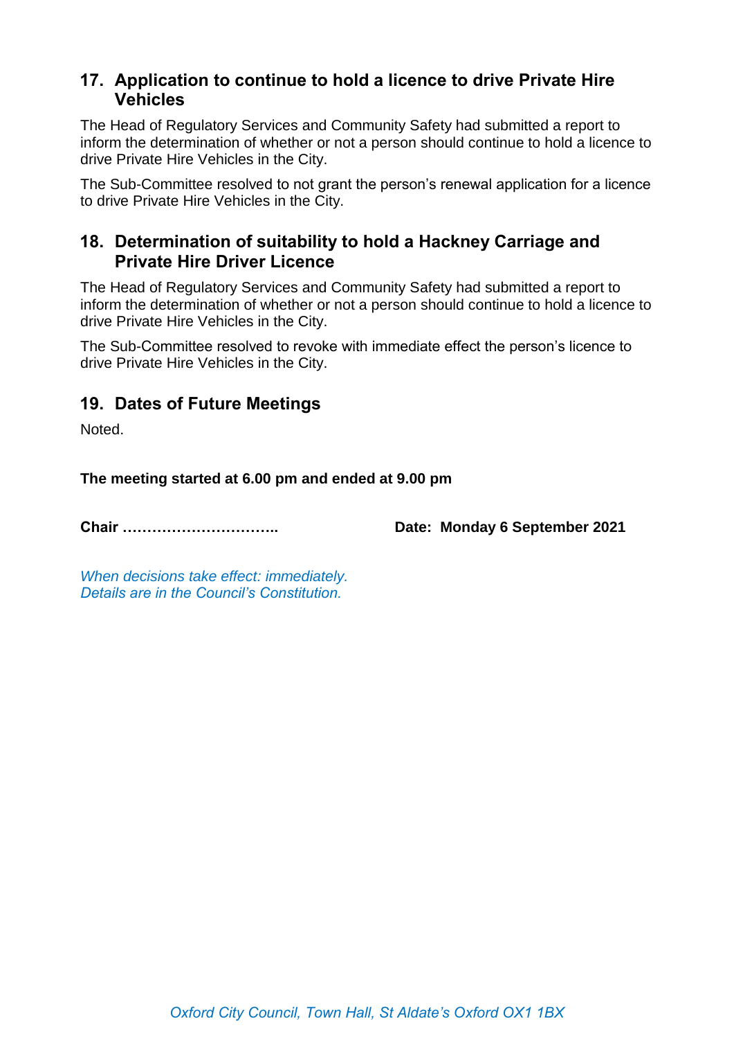## 17. Application to continue to hold a licence to drive Private Hire Vehicles

The Head of Regulatory Services and Community Safety had submitted a report to inform the determination of whether or not a person should continue to hold a licence to drive Private Hire Vehicles in the City.

The Sub-Committee resolved to not grant the person's renewal application for a licence to drive Private Hire Vehicles in the City.

## 18. Determination of suitability to hold a Hackney Carriage and Private Hire Driver Licence

The Head of Regulatory Services and Community Safety had submitted a report to inform the determination of whether or not a person should continue to hold a licence to drive Private Hire Vehicles in the City.

The Sub-Committee resolved to revoke with immediate effect the person's licence to drive Private Hire Vehicles in the City.

## 19. Dates of Future Meetings

Noted.

**The meeting started at 6.00 pm and ended at 9.00 pm**

**Chair …………………………..** **Date: Monday 6 September 2021**

*When decisions take effect: immediately.*
*Details are in the Council's Constitution.*